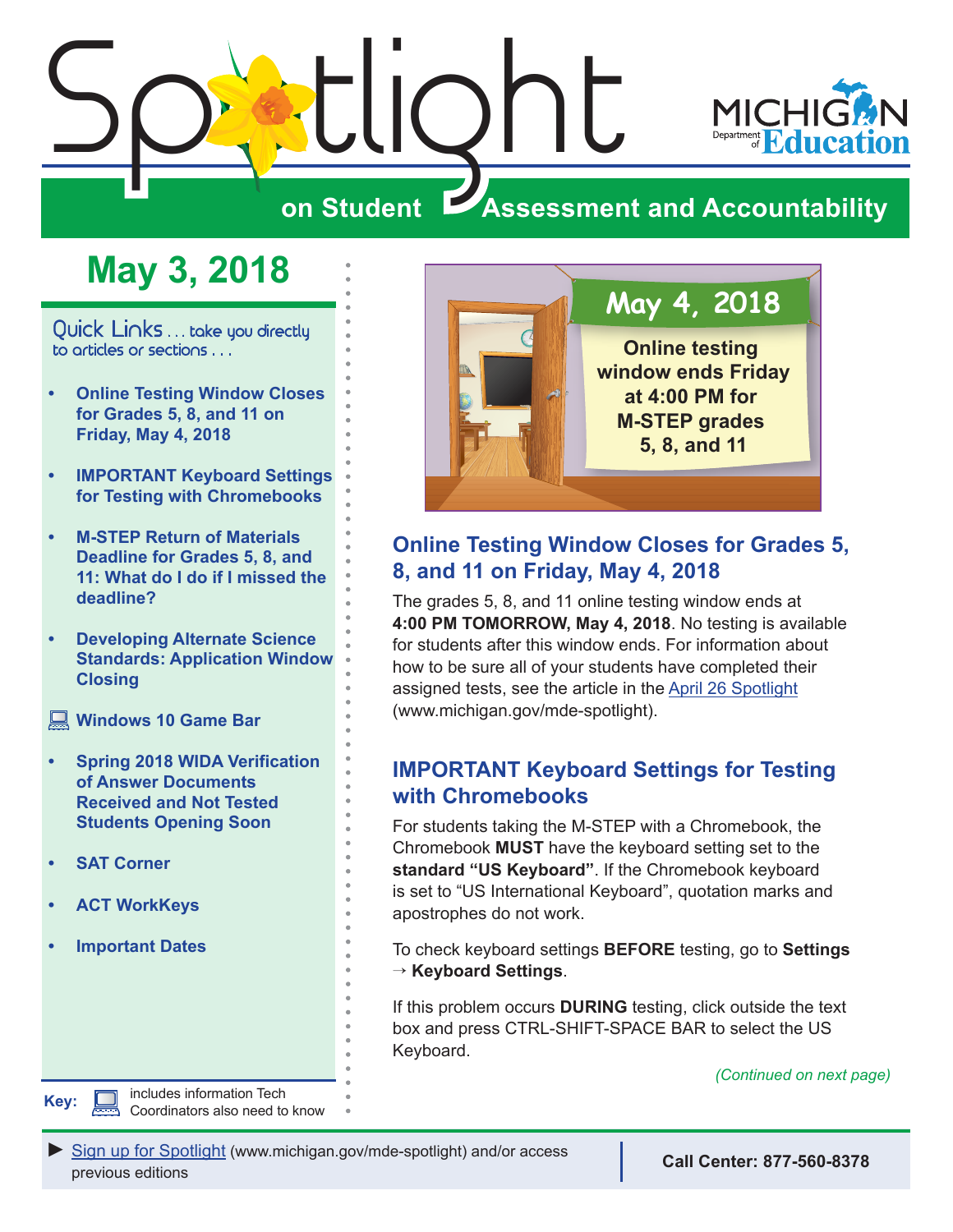# Spotlight on Student Assessment and Accountability

MICHIGAN Department of Education

## May 3, 2018

Quick Links . . . take you directly to articles or sections . . .

- Online Testing Window Closes for Grades 5, 8, and 11 on Friday, May 4, 2018
- IMPORTANT Keyboard Settings for Testing with Chromebooks
- M-STEP Return of Materials Deadline for Grades 5, 8, and 11: What do I do if I missed the deadline?
- Developing Alternate Science Standards: Application Window Closing
- Windows 10 Game Bar
- Spring 2018 WIDA Verification of Answer Documents Received and Not Tested Students Opening Soon
- SAT Corner
- ACT WorkKeys
- Important Dates

**Key:** includes information Tech Coordinators also need to know

**May 4, 2018**

**Online testing window ends Friday at 4:00 PM for M-STEP grades 5, 8, and 11**

## Online Testing Window Closes for Grades 5, 8, and 11 on Friday, May 4, 2018

The grades 5, 8, and 11 online testing window ends at **4:00 PM TOMORROW, May 4, 2018**. No testing is available for students after this window ends. For information about how to be sure all of your students have completed their assigned tests, see the article in the April 26 Spotlight (www.michigan.gov/mde-spotlight).

## IMPORTANT Keyboard Settings for Testing with Chromebooks

For students taking the M-STEP with a Chromebook, the Chromebook **MUST** have the keyboard setting set to the **standard "US Keyboard"**. If the Chromebook keyboard is set to "US International Keyboard", quotation marks and apostrophes do not work.

To check keyboard settings **BEFORE** testing, go to **Settings → Keyboard Settings**.

If this problem occurs **DURING** testing, click outside the text box and press CTRL-SHIFT-SPACE BAR to select the US Keyboard.

*(Continued on next page)*

► Sign up for Spotlight (www.michigan.gov/mde-spotlight) and/or access previous editions

**Call Center: 877-560-8378**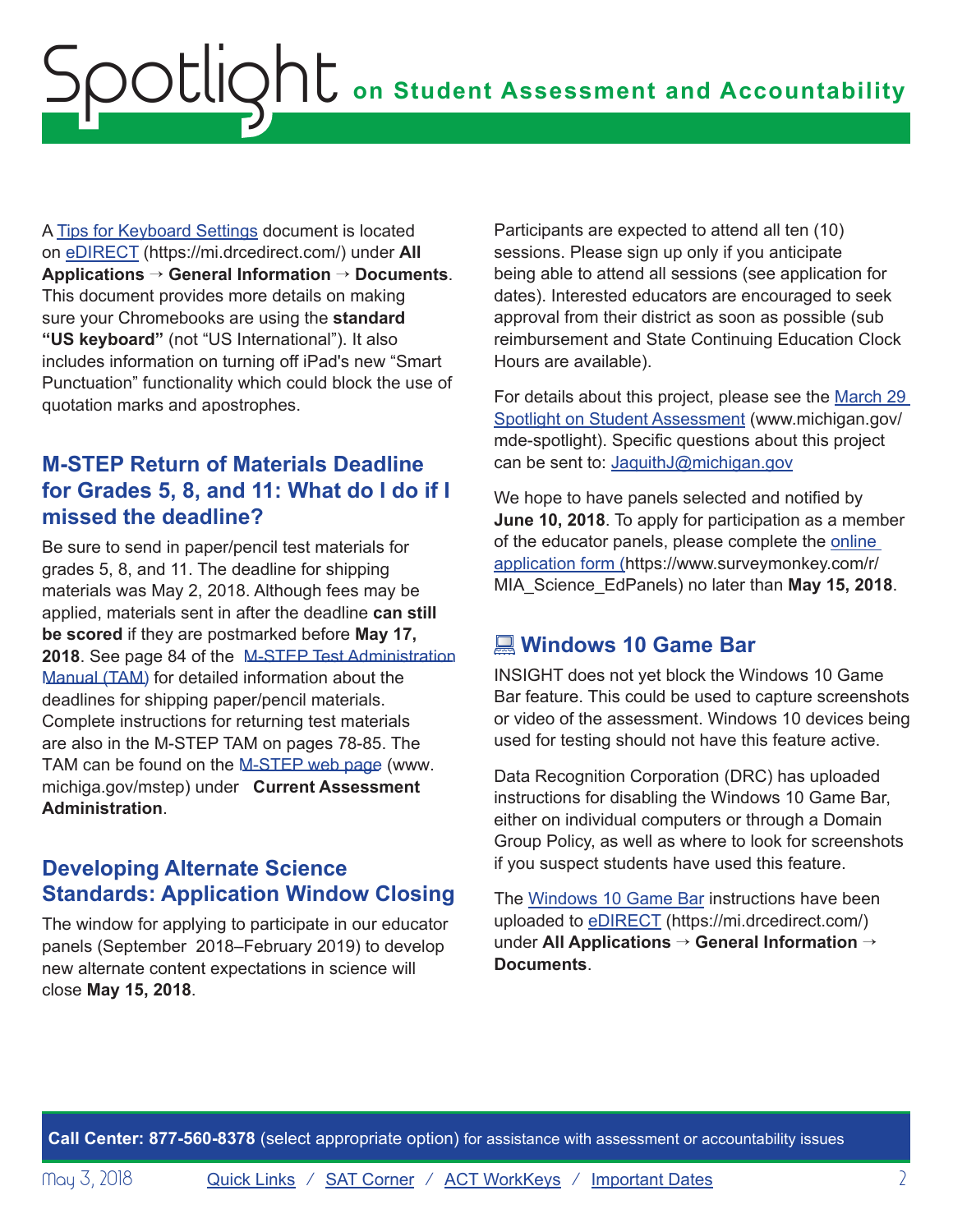A Tips for Keyboard Settings document is located on eDIRECT (https://mi.drcedirect.com/) under **All Applications → General Information → Documents**. This document provides more details on making sure your Chromebooks are using the **standard "US keyboard"** (not "US International"). It also includes information on turning off iPad's new "Smart Punctuation" functionality which could block the use of quotation marks and apostrophes.

## M-STEP Return of Materials Deadline for Grades 5, 8, and 11: What do I do if I missed the deadline?

Be sure to send in paper/pencil test materials for grades 5, 8, and 11. The deadline for shipping materials was May 2, 2018. Although fees may be applied, materials sent in after the deadline **can still be scored** if they are postmarked before **May 17, 2018**. See page 84 of the M-STEP Test Administration Manual (TAM) for detailed information about the deadlines for shipping paper/pencil materials. Complete instructions for returning test materials are also in the M-STEP TAM on pages 78-85. The TAM can be found on the M-STEP web page (www.michiga.gov/mstep) under **Current Assessment Administration**.

## Developing Alternate Science Standards: Application Window Closing

The window for applying to participate in our educator panels (September 2018–February 2019) to develop new alternate content expectations in science will close **May 15, 2018**.

Participants are expected to attend all ten (10) sessions. Please sign up only if you anticipate being able to attend all sessions (see application for dates). Interested educators are encouraged to seek approval from their district as soon as possible (sub reimbursement and State Continuing Education Clock Hours are available).

For details about this project, please see the March 29 Spotlight on Student Assessment (www.michigan.gov/mde-spotlight). Specific questions about this project can be sent to: JaquithJ@michigan.gov

We hope to have panels selected and notified by **June 10, 2018**. To apply for participation as a member of the educator panels, please complete the online application form (https://www.surveymonkey.com/r/MIA_Science_EdPanels) no later than **May 15, 2018**.

## 💻 Windows 10 Game Bar

INSIGHT does not yet block the Windows 10 Game Bar feature. This could be used to capture screenshots or video of the assessment. Windows 10 devices being used for testing should not have this feature active.

Data Recognition Corporation (DRC) has uploaded instructions for disabling the Windows 10 Game Bar, either on individual computers or through a Domain Group Policy, as well as where to look for screenshots if you suspect students have used this feature.

The Windows 10 Game Bar instructions have been uploaded to eDIRECT (https://mi.drcedirect.com/) under **All Applications → General Information → Documents**.

**Call Center: 877-560-8378** (select appropriate option) for assistance with assessment or accountability issues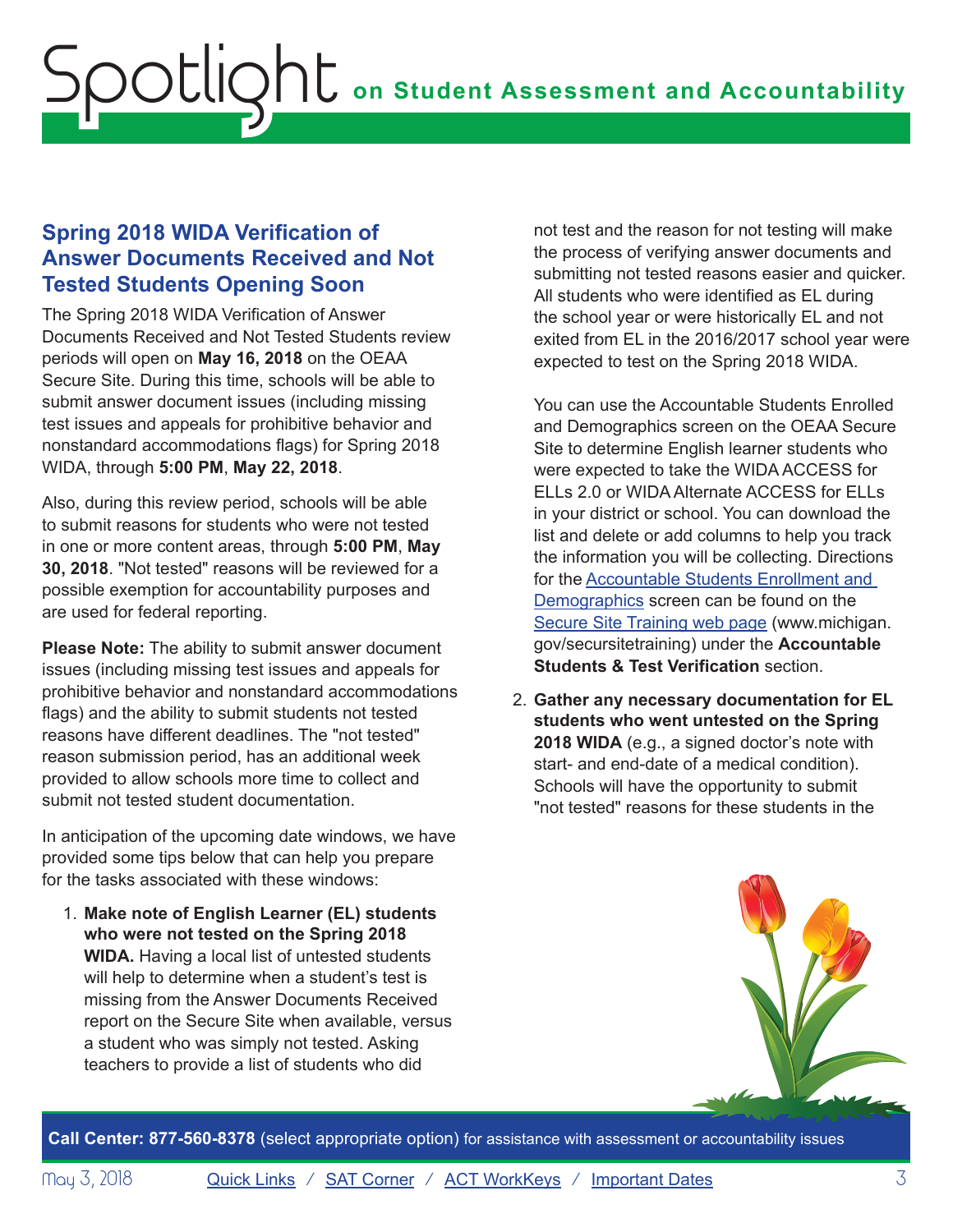## Spring 2018 WIDA Verification of Answer Documents Received and Not Tested Students Opening Soon

The Spring 2018 WIDA Verification of Answer Documents Received and Not Tested Students review periods will open on **May 16, 2018** on the OEAA Secure Site. During this time, schools will be able to submit answer document issues (including missing test issues and appeals for prohibitive behavior and nonstandard accommodations flags) for Spring 2018 WIDA, through **5:00 PM**, **May 22, 2018**.

Also, during this review period, schools will be able to submit reasons for students who were not tested in one or more content areas, through **5:00 PM**, **May 30, 2018**. "Not tested" reasons will be reviewed for a possible exemption for accountability purposes and are used for federal reporting.

**Please Note:** The ability to submit answer document issues (including missing test issues and appeals for prohibitive behavior and nonstandard accommodations flags) and the ability to submit students not tested reasons have different deadlines. The "not tested" reason submission period, has an additional week provided to allow schools more time to collect and submit not tested student documentation.

In anticipation of the upcoming date windows, we have provided some tips below that can help you prepare for the tasks associated with these windows:

1. **Make note of English Learner (EL) students who were not tested on the Spring 2018 WIDA.** Having a local list of untested students will help to determine when a student's test is missing from the Answer Documents Received report on the Secure Site when available, versus a student who was simply not tested. Asking teachers to provide a list of students who did not test and the reason for not testing will make the process of verifying answer documents and submitting not tested reasons easier and quicker. All students who were identified as EL during the school year or were historically EL and not exited from EL in the 2016/2017 school year were expected to test on the Spring 2018 WIDA.

   You can use the Accountable Students Enrolled and Demographics screen on the OEAA Secure Site to determine English learner students who were expected to take the WIDA ACCESS for ELLs 2.0 or WIDA Alternate ACCESS for ELLs in your district or school. You can download the list and delete or add columns to help you track the information you will be collecting. Directions for the Accountable Students Enrollment and Demographics screen can be found on the Secure Site Training web page (www.michigan.gov/secursitetraining) under the **Accountable Students & Test Verification** section.

2. **Gather any necessary documentation for EL students who went untested on the Spring 2018 WIDA** (e.g., a signed doctor's note with start- and end-date of a medical condition). Schools will have the opportunity to submit "not tested" reasons for these students in the

**Call Center: 877-560-8378** (select appropriate option) for assistance with assessment or accountability issues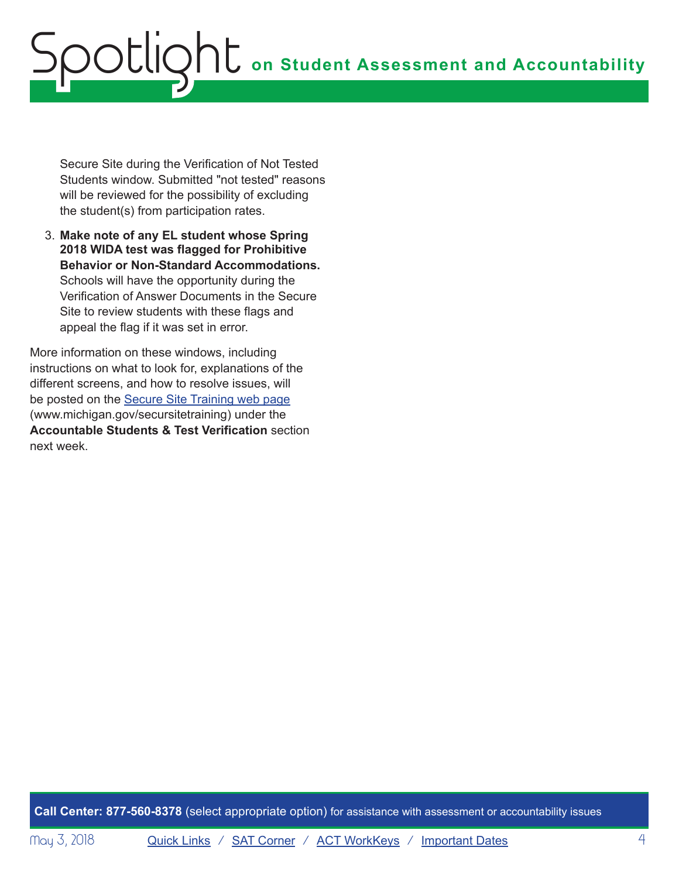Secure Site during the Verification of Not Tested Students window. Submitted "not tested" reasons will be reviewed for the possibility of excluding the student(s) from participation rates.

3. **Make note of any EL student whose Spring 2018 WIDA test was flagged for Prohibitive Behavior or Non-Standard Accommodations.** Schools will have the opportunity during the Verification of Answer Documents in the Secure Site to review students with these flags and appeal the flag if it was set in error.

More information on these windows, including instructions on what to look for, explanations of the different screens, and how to resolve issues, will be posted on the [Secure Site Training web page](www.michigan.gov/secursitetraining) (www.michigan.gov/secursitetraining) under the **Accountable Students & Test Verification** section next week.

**Call Center: 877-560-8378** (select appropriate option) for assistance with assessment or accountability issues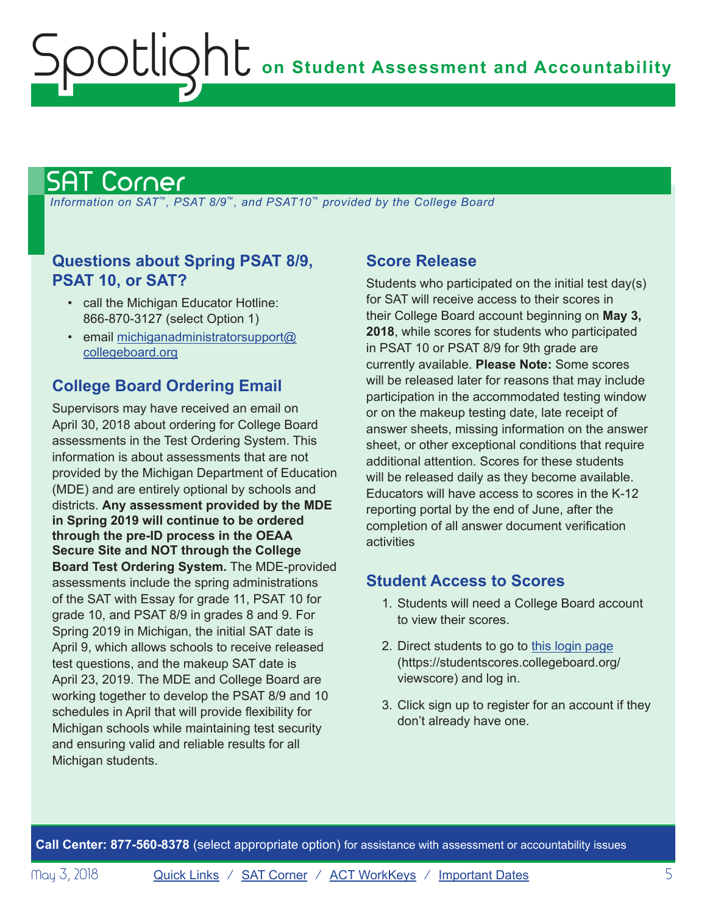# SAT Corner

*Information on SAT™, PSAT 8/9™, and PSAT10™ provided by the College Board*

## Questions about Spring PSAT 8/9, PSAT 10, or SAT?

- call the Michigan Educator Hotline: 866-870-3127 (select Option 1)
- email michiganadministratorsupport@collegeboard.org

## College Board Ordering Email

Supervisors may have received an email on April 30, 2018 about ordering for College Board assessments in the Test Ordering System. This information is about assessments that are not provided by the Michigan Department of Education (MDE) and are entirely optional by schools and districts. **Any assessment provided by the MDE in Spring 2019 will continue to be ordered through the pre-ID process in the OEAA Secure Site and NOT through the College Board Test Ordering System.** The MDE-provided assessments include the spring administrations of the SAT with Essay for grade 11, PSAT 10 for grade 10, and PSAT 8/9 in grades 8 and 9. For Spring 2019 in Michigan, the initial SAT date is April 9, which allows schools to receive released test questions, and the makeup SAT date is April 23, 2019. The MDE and College Board are working together to develop the PSAT 8/9 and 10 schedules in April that will provide flexibility for Michigan schools while maintaining test security and ensuring valid and reliable results for all Michigan students.

## Score Release

Students who participated on the initial test day(s) for SAT will receive access to their scores in their College Board account beginning on **May 3, 2018**, while scores for students who participated in PSAT 10 or PSAT 8/9 for 9th grade are currently available. **Please Note:** Some scores will be released later for reasons that may include participation in the accommodated testing window or on the makeup testing date, late receipt of answer sheets, missing information on the answer sheet, or other exceptional conditions that require additional attention. Scores for these students will be released daily as they become available. Educators will have access to scores in the K-12 reporting portal by the end of June, after the completion of all answer document verification activities

## Student Access to Scores

1. Students will need a College Board account to view their scores.
2. Direct students to go to this login page (https://studentscores.collegeboard.org/viewscore) and log in.
3. Click sign up to register for an account if they don't already have one.

**Call Center: 877-560-8378** (select appropriate option) for assistance with assessment or accountability issues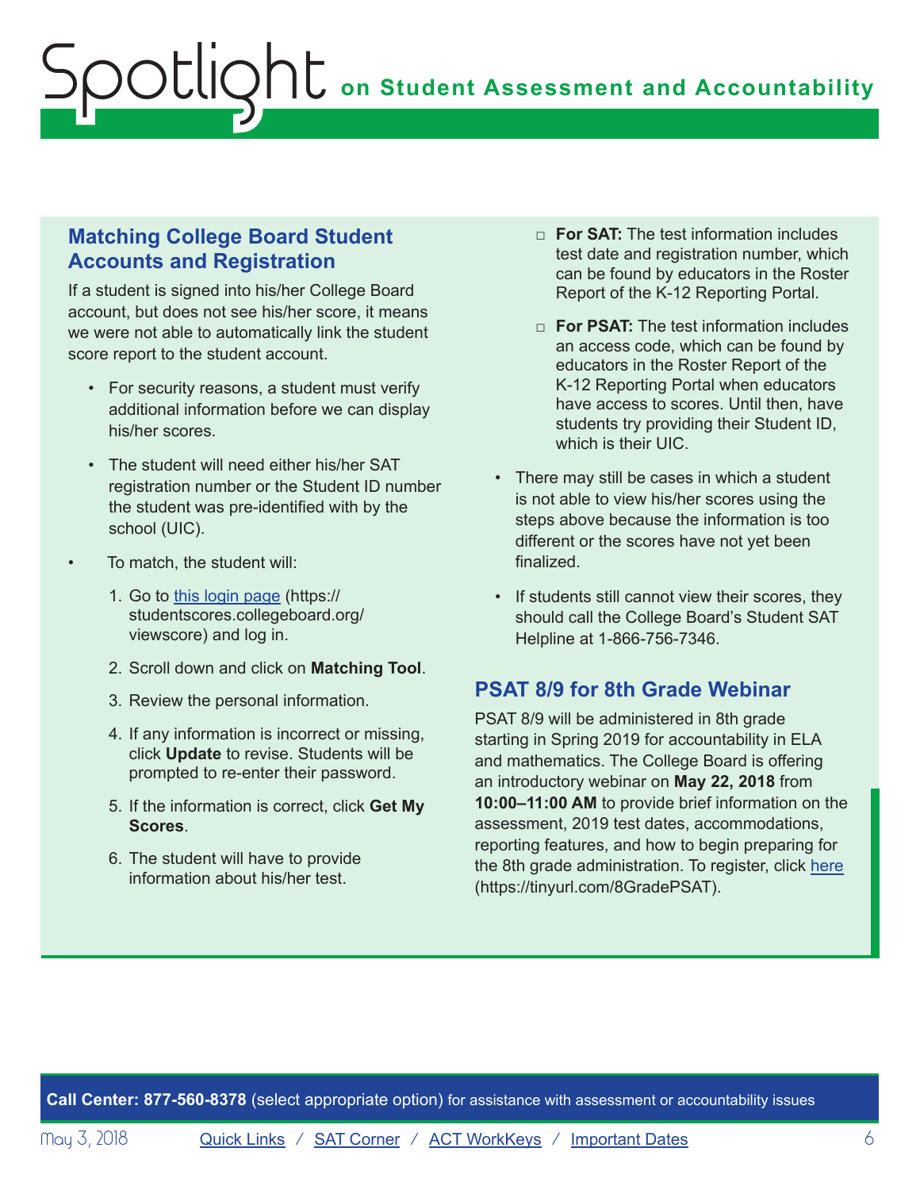## Matching College Board Student Accounts and Registration

If a student is signed into his/her College Board account, but does not see his/her score, it means we were not able to automatically link the student score report to the student account.

- For security reasons, a student must verify additional information before we can display his/her scores.
- The student will need either his/her SAT registration number or the Student ID number the student was pre-identified with by the school (UIC).
- To match, the student will:
  1. Go to [this login page](https://studentscores.collegeboard.org/viewscore) (https://studentscores.collegeboard.org/viewscore) and log in.
  2. Scroll down and click on **Matching Tool**.
  3. Review the personal information.
  4. If any information is incorrect or missing, click **Update** to revise. Students will be prompted to re-enter their password.
  5. If the information is correct, click **Get My Scores**.
  6. The student will have to provide information about his/her test.
     - **For SAT:** The test information includes test date and registration number, which can be found by educators in the Roster Report of the K-12 Reporting Portal.
     - **For PSAT:** The test information includes an access code, which can be found by educators in the Roster Report of the K-12 Reporting Portal when educators have access to scores. Until then, have students try providing their Student ID, which is their UIC.
- There may still be cases in which a student is not able to view his/her scores using the steps above because the information is too different or the scores have not yet been finalized.
- If students still cannot view their scores, they should call the College Board's Student SAT Helpline at 1-866-756-7346.

## PSAT 8/9 for 8th Grade Webinar

PSAT 8/9 will be administered in 8th grade starting in Spring 2019 for accountability in ELA and mathematics. The College Board is offering an introductory webinar on **May 22, 2018** from **10:00–11:00 AM** to provide brief information on the assessment, 2019 test dates, accommodations, reporting features, and how to begin preparing for the 8th grade administration. To register, click [here](https://tinyurl.com/8GradePSAT) (https://tinyurl.com/8GradePSAT).

**Call Center: 877-560-8378** (select appropriate option) for assistance with assessment or accountability issues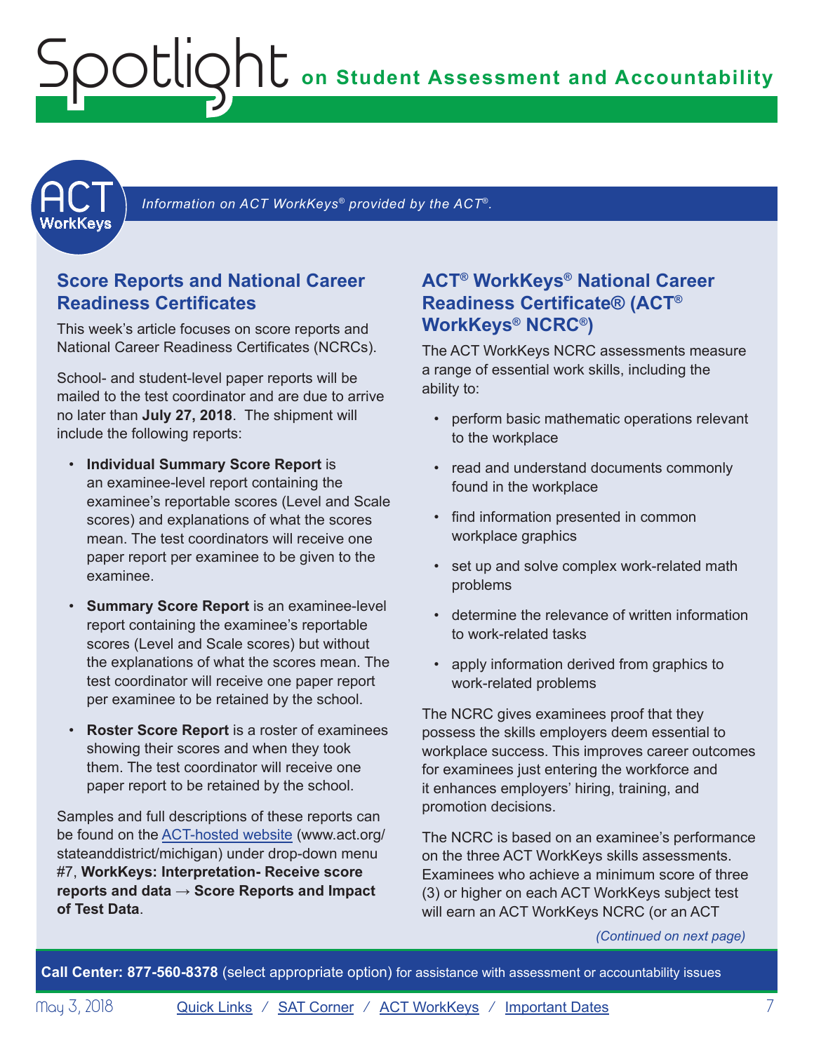*Information on ACT WorkKeys® provided by the ACT®.*

## Score Reports and National Career Readiness Certificates

This week's article focuses on score reports and National Career Readiness Certificates (NCRCs).

School- and student-level paper reports will be mailed to the test coordinator and are due to arrive no later than **July 27, 2018**. The shipment will include the following reports:

- **Individual Summary Score Report** is an examinee-level report containing the examinee's reportable scores (Level and Scale scores) and explanations of what the scores mean. The test coordinators will receive one paper report per examinee to be given to the examinee.
- **Summary Score Report** is an examinee-level report containing the examinee's reportable scores (Level and Scale scores) but without the explanations of what the scores mean. The test coordinator will receive one paper report per examinee to be retained by the school.
- **Roster Score Report** is a roster of examinees showing their scores and when they took them. The test coordinator will receive one paper report to be retained by the school.

Samples and full descriptions of these reports can be found on the ACT-hosted website (www.act.org/stateanddistrict/michigan) under drop-down menu #7, **WorkKeys: Interpretation- Receive score reports and data → Score Reports and Impact of Test Data**.

## ACT® WorkKeys® National Career Readiness Certificate® (ACT® WorkKeys® NCRC®)

The ACT WorkKeys NCRC assessments measure a range of essential work skills, including the ability to:

- perform basic mathematic operations relevant to the workplace
- read and understand documents commonly found in the workplace
- find information presented in common workplace graphics
- set up and solve complex work-related math problems
- determine the relevance of written information to work-related tasks
- apply information derived from graphics to work-related problems

The NCRC gives examinees proof that they possess the skills employers deem essential to workplace success. This improves career outcomes for examinees just entering the workforce and it enhances employers' hiring, training, and promotion decisions.

The NCRC is based on an examinee's performance on the three ACT WorkKeys skills assessments. Examinees who achieve a minimum score of three (3) or higher on each ACT WorkKeys subject test will earn an ACT WorkKeys NCRC (or an ACT

*(Continued on next page)*

**Call Center: 877-560-8378** (select appropriate option) for assistance with assessment or accountability issues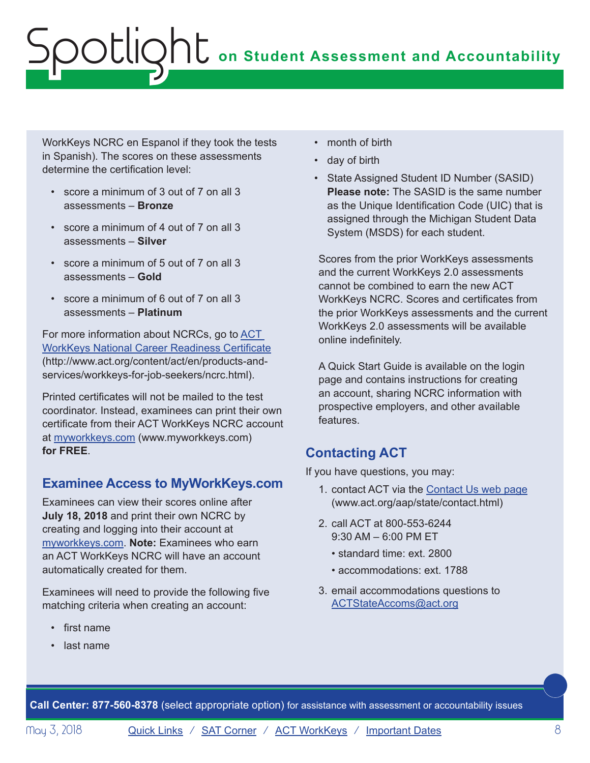WorkKeys NCRC en Espanol if they took the tests in Spanish). The scores on these assessments determine the certification level:

- score a minimum of 3 out of 7 on all 3 assessments – **Bronze**
- score a minimum of 4 out of 7 on all 3 assessments – **Silver**
- score a minimum of 5 out of 7 on all 3 assessments – **Gold**
- score a minimum of 6 out of 7 on all 3 assessments – **Platinum**

For more information about NCRCs, go to [ACT WorkKeys National Career Readiness Certificate](http://www.act.org/content/act/en/products-and-services/workkeys-for-job-seekers/ncrc.html) (http://www.act.org/content/act/en/products-and-services/workkeys-for-job-seekers/ncrc.html).

Printed certificates will not be mailed to the test coordinator. Instead, examinees can print their own certificate from their ACT WorkKeys NCRC account at [myworkkeys.com](http://www.myworkkeys.com) (www.myworkkeys.com) **for FREE**.

## Examinee Access to MyWorkKeys.com

Examinees can view their scores online after **July 18, 2018** and print their own NCRC by creating and logging into their account at [myworkkeys.com](http://www.myworkkeys.com). **Note:** Examinees who earn an ACT WorkKeys NCRC will have an account automatically created for them.

Examinees will need to provide the following five matching criteria when creating an account:

- first name
- last name
- month of birth
- day of birth
- State Assigned Student ID Number (SASID) **Please note:** The SASID is the same number as the Unique Identification Code (UIC) that is assigned through the Michigan Student Data System (MSDS) for each student.

Scores from the prior WorkKeys assessments and the current WorkKeys 2.0 assessments cannot be combined to earn the new ACT WorkKeys NCRC. Scores and certificates from the prior WorkKeys assessments and the current WorkKeys 2.0 assessments will be available online indefinitely.

A Quick Start Guide is available on the login page and contains instructions for creating an account, sharing NCRC information with prospective employers, and other available features.

## Contacting ACT

If you have questions, you may:

1. contact ACT via the [Contact Us web page](http://www.act.org/aap/state/contact.html) (www.act.org/aap/state/contact.html)
2. call ACT at 800-553-6244 9:30 AM – 6:00 PM ET
   - standard time: ext. 2800
   - accommodations: ext. 1788
3. email accommodations questions to [ACTStateAccoms@act.org](mailto:ACTStateAccoms@act.org)

**Call Center: 877-560-8378** (select appropriate option) for assistance with assessment or accountability issues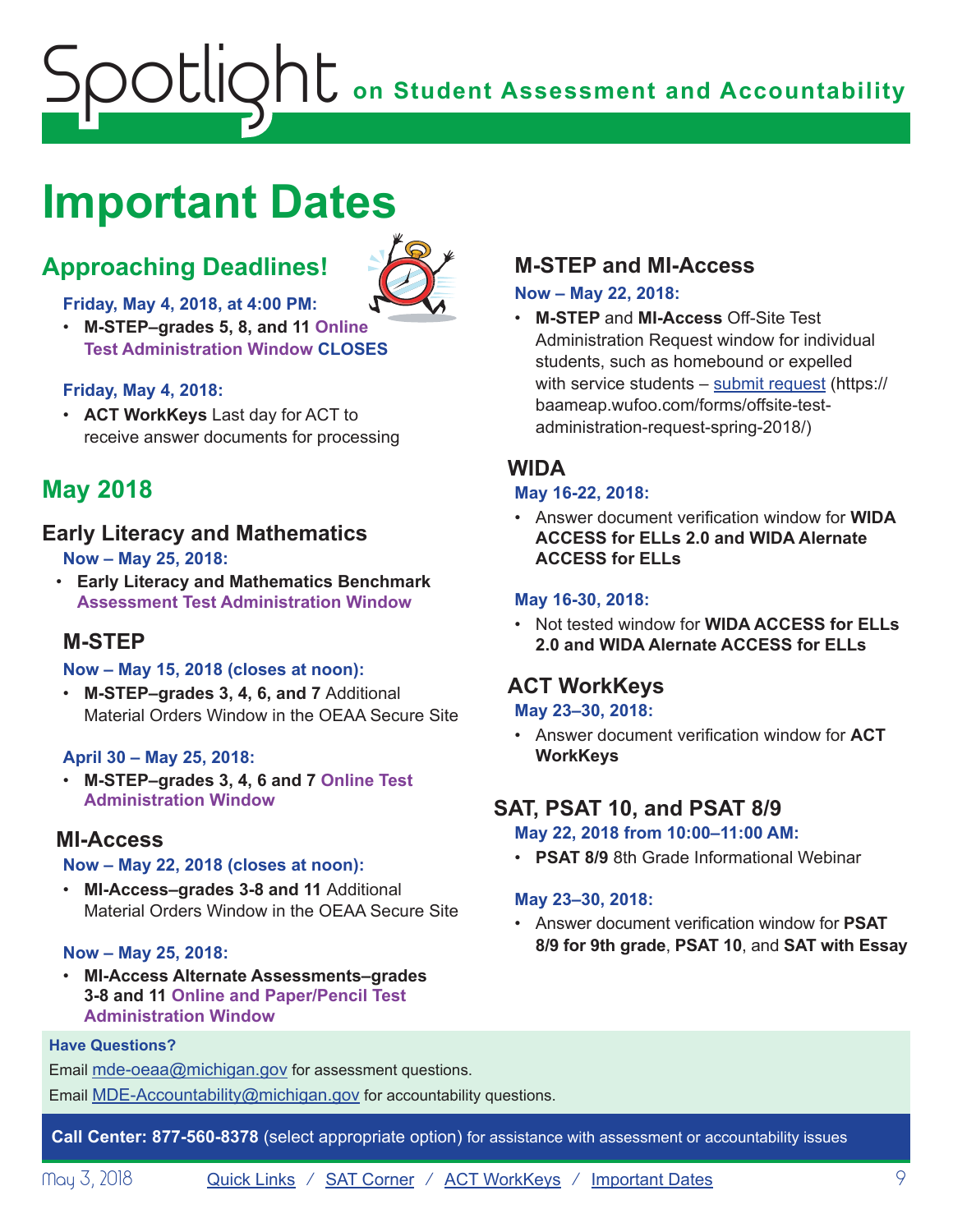# Important Dates

## Approaching Deadlines!

**Friday, May 4, 2018, at 4:00 PM:**

- **M-STEP–grades 5, 8, and 11 Online Test Administration Window CLOSES**

**Friday, May 4, 2018:**

- **ACT WorkKeys** Last day for ACT to receive answer documents for processing

## May 2018

### Early Literacy and Mathematics

**Now – May 25, 2018:**

- **Early Literacy and Mathematics Benchmark Assessment Test Administration Window**

### M-STEP

**Now – May 15, 2018 (closes at noon):**

- **M-STEP–grades 3, 4, 6, and 7** Additional Material Orders Window in the OEAA Secure Site

**April 30 – May 25, 2018:**

- **M-STEP–grades 3, 4, 6 and 7 Online Test Administration Window**

### MI-Access

**Now – May 22, 2018 (closes at noon):**

- **MI-Access–grades 3-8 and 11** Additional Material Orders Window in the OEAA Secure Site

**Now – May 25, 2018:**

- **MI-Access Alternate Assessments–grades 3-8 and 11 Online and Paper/Pencil Test Administration Window**

### M-STEP and MI-Access

**Now – May 22, 2018:**

- **M-STEP** and **MI-Access** Off-Site Test Administration Request window for individual students, such as homebound or expelled with service students – submit request (https://baameap.wufoo.com/forms/offsite-test-administration-request-spring-2018/)

### WIDA

**May 16-22, 2018:**

- Answer document verification window for **WIDA ACCESS for ELLs 2.0 and WIDA Alernate ACCESS for ELLs**

**May 16-30, 2018:**

- Not tested window for **WIDA ACCESS for ELLs 2.0 and WIDA Alernate ACCESS for ELLs**

### ACT WorkKeys

**May 23–30, 2018:**

- Answer document verification window for **ACT WorkKeys**

### SAT, PSAT 10, and PSAT 8/9

**May 22, 2018 from 10:00–11:00 AM:**

- **PSAT 8/9** 8th Grade Informational Webinar

**May 23–30, 2018:**

- Answer document verification window for **PSAT 8/9 for 9th grade**, **PSAT 10**, and **SAT with Essay**

**Have Questions?**

Email mde-oeaa@michigan.gov for assessment questions.

Email MDE-Accountability@michigan.gov for accountability questions.

**Call Center: 877-560-8378** (select appropriate option) for assistance with assessment or accountability issues